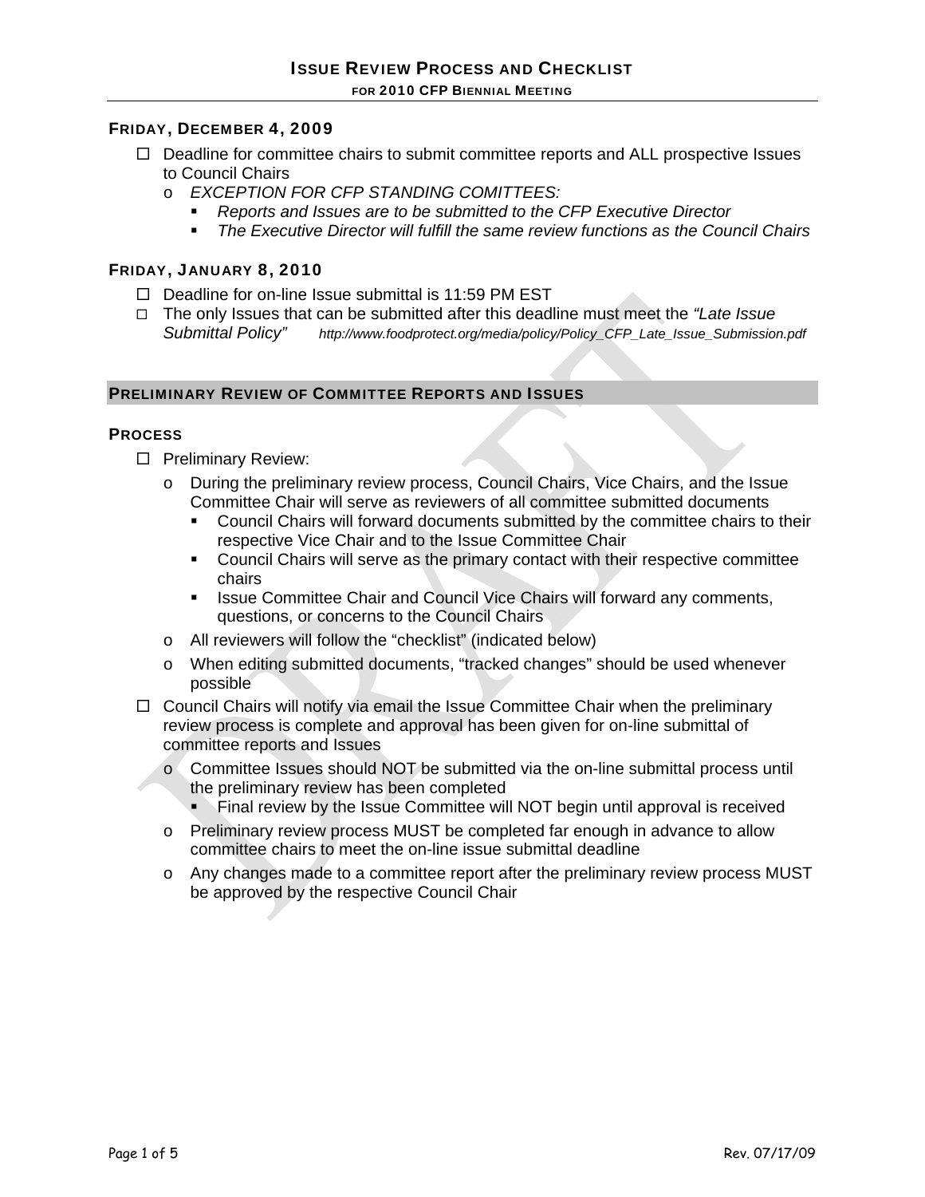# ISSUE REVIEW PROCESS AND CHECKLIST

### FOR 2010 CFP BIENNIAL MEETING

## FRIDAY, DECEMBER 4, 2009

- ☐ Deadline for committee chairs to submit committee reports and ALL prospective Issues to Council Chairs
  - *EXCEPTION FOR CFP STANDING COMITTEES:*
    - *Reports and Issues are to be submitted to the CFP Executive Director*
    - *The Executive Director will fulfill the same review functions as the Council Chairs*

## FRIDAY, JANUARY 8, 2010

- ☐ Deadline for on-line Issue submittal is 11:59 PM EST
- ☐ The only Issues that can be submitted after this deadline must meet the *"Late Issue Submittal Policy"* *http://www.foodprotect.org/media/policy/Policy_CFP_Late_Issue_Submission.pdf*

## PRELIMINARY REVIEW OF COMMITTEE REPORTS AND ISSUES

### PROCESS

- ☐ Preliminary Review:
  - During the preliminary review process, Council Chairs, Vice Chairs, and the Issue Committee Chair will serve as reviewers of all committee submitted documents
    - Council Chairs will forward documents submitted by the committee chairs to their respective Vice Chair and to the Issue Committee Chair
    - Council Chairs will serve as the primary contact with their respective committee chairs
    - Issue Committee Chair and Council Vice Chairs will forward any comments, questions, or concerns to the Council Chairs
  - All reviewers will follow the "checklist" (indicated below)
  - When editing submitted documents, "tracked changes" should be used whenever possible
- ☐ Council Chairs will notify via email the Issue Committee Chair when the preliminary review process is complete and approval has been given for on-line submittal of committee reports and Issues
  - Committee Issues should NOT be submitted via the on-line submittal process until the preliminary review has been completed
    - Final review by the Issue Committee will NOT begin until approval is received
  - Preliminary review process MUST be completed far enough in advance to allow committee chairs to meet the on-line issue submittal deadline
  - Any changes made to a committee report after the preliminary review process MUST be approved by the respective Council Chair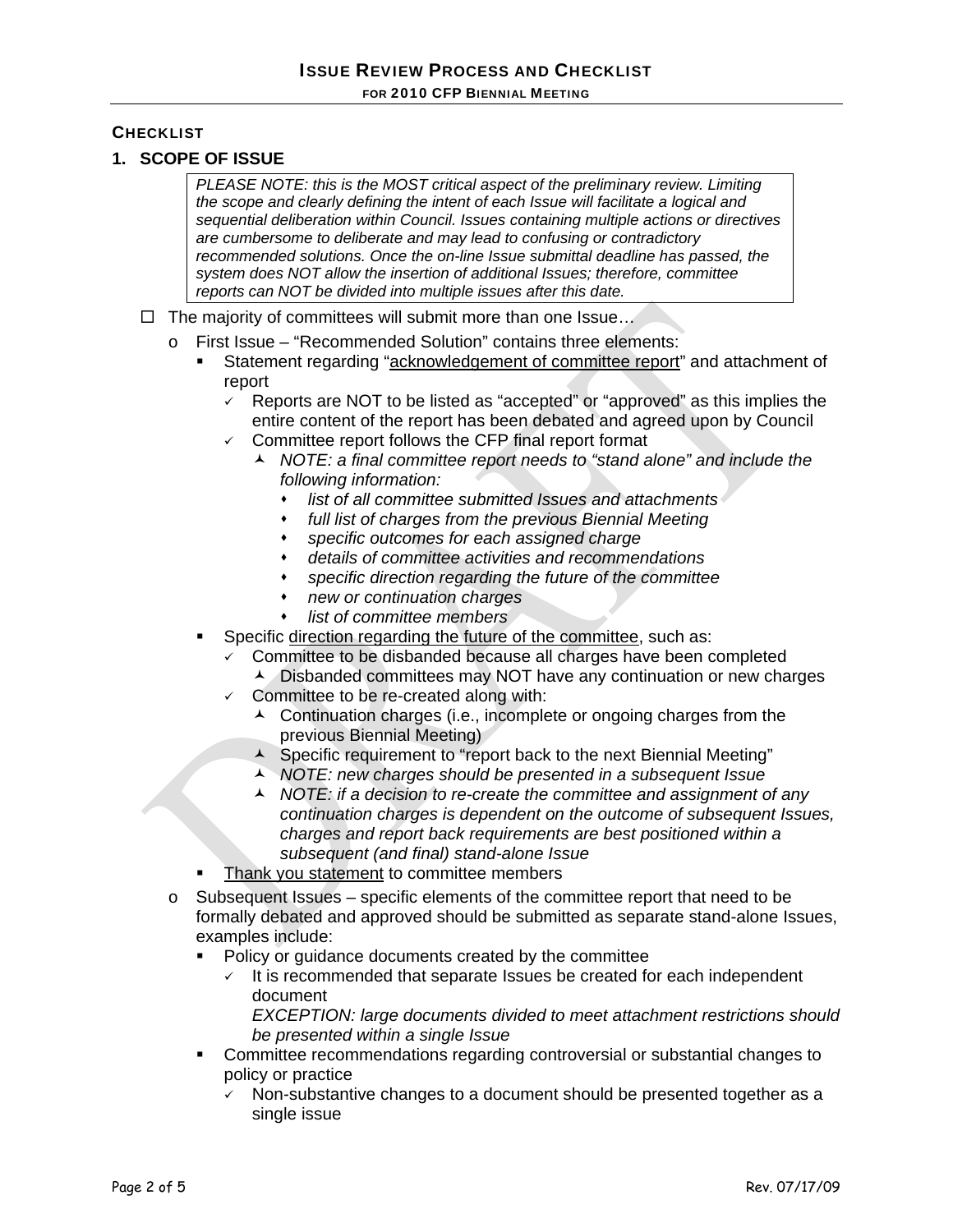## CHECKLIST

### 1. SCOPE OF ISSUE

> *PLEASE NOTE: this is the MOST critical aspect of the preliminary review. Limiting the scope and clearly defining the intent of each Issue will facilitate a logical and sequential deliberation within Council. Issues containing multiple actions or directives are cumbersome to deliberate and may lead to confusing or contradictory recommended solutions. Once the on-line Issue submittal deadline has passed, the system does NOT allow the insertion of additional Issues; therefore, committee reports can NOT be divided into multiple issues after this date.*

- ☐ The majority of committees will submit more than one Issue…
  - First Issue – "Recommended Solution" contains three elements:
    - Statement regarding "<u>acknowledgement of committee report</u>" and attachment of report
      - ✓ Reports are NOT to be listed as "accepted" or "approved" as this implies the entire content of the report has been debated and agreed upon by Council
      - ✓ Committee report follows the CFP final report format
        - *NOTE: a final committee report needs to "stand alone" and include the following information:*
          - *list of all committee submitted Issues and attachments*
          - *full list of charges from the previous Biennial Meeting*
          - *specific outcomes for each assigned charge*
          - *details of committee activities and recommendations*
          - *specific direction regarding the future of the committee*
          - *new or continuation charges*
          - *list of committee members*
    - Specific <u>direction regarding the future of the committee</u>, such as:
      - ✓ Committee to be disbanded because all charges have been completed
        - Disbanded committees may NOT have any continuation or new charges
      - ✓ Committee to be re-created along with:
        - Continuation charges (i.e., incomplete or ongoing charges from the previous Biennial Meeting)
        - Specific requirement to "report back to the next Biennial Meeting"
        - *NOTE: new charges should be presented in a subsequent Issue*
        - *NOTE: if a decision to re-create the committee and assignment of any continuation charges is dependent on the outcome of subsequent Issues, charges and report back requirements are best positioned within a subsequent (and final) stand-alone Issue*
    - <u>Thank you statement</u> to committee members
  - Subsequent Issues – specific elements of the committee report that need to be formally debated and approved should be submitted as separate stand-alone Issues, examples include:
    - Policy or guidance documents created by the committee
      - ✓ It is recommended that separate Issues be created for each independent document  
        *EXCEPTION: large documents divided to meet attachment restrictions should be presented within a single Issue*
    - Committee recommendations regarding controversial or substantial changes to policy or practice
      - ✓ Non-substantive changes to a document should be presented together as a single issue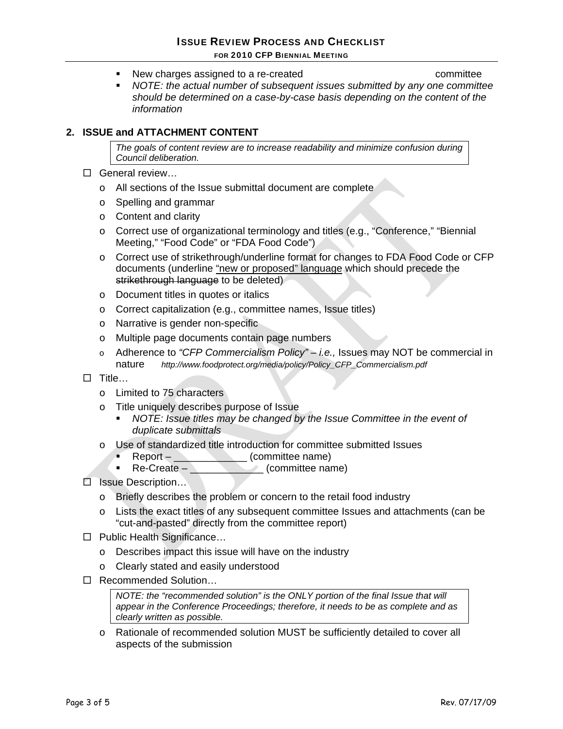- New charges assigned to a re-created committee
- *NOTE: the actual number of subsequent issues submitted by any one committee should be determined on a case-by-case basis depending on the content of the information*

## 2. ISSUE and ATTACHMENT CONTENT

> *The goals of content review are to increase readability and minimize confusion during Council deliberation.*

- ☐ General review…
  - All sections of the Issue submittal document are complete
  - Spelling and grammar
  - Content and clarity
  - Correct use of organizational terminology and titles (e.g., "Conference," "Biennial Meeting," "Food Code" or "FDA Food Code")
  - Correct use of strikethrough/underline format for changes to FDA Food Code or CFP documents (underline <u>"new or proposed" language</u> which should precede the ~~strikethrough language~~ to be deleted)
  - Document titles in quotes or italics
  - Correct capitalization (e.g., committee names, Issue titles)
  - Narrative is gender non-specific
  - Multiple page documents contain page numbers
  - Adherence to *"CFP Commercialism Policy" – i.e.,* Issues may NOT be commercial in nature *http://www.foodprotect.org/media/policy/Policy_CFP_Commercialism.pdf*
- ☐ Title…
  - Limited to 75 characters
  - Title uniquely describes purpose of Issue
    - *NOTE: Issue titles may be changed by the Issue Committee in the event of duplicate submittals*
  - Use of standardized title introduction for committee submitted Issues
    - Report – _____________ (committee name)
    - Re-Create – _____________ (committee name)
- ☐ Issue Description…
  - Briefly describes the problem or concern to the retail food industry
  - Lists the exact titles of any subsequent committee Issues and attachments (can be "cut-and-pasted" directly from the committee report)
- ☐ Public Health Significance…
  - Describes impact this issue will have on the industry
  - Clearly stated and easily understood
- ☐ Recommended Solution…

  > *NOTE: the "recommended solution" is the ONLY portion of the final Issue that will appear in the Conference Proceedings; therefore, it needs to be as complete and as clearly written as possible.*

  - Rationale of recommended solution MUST be sufficiently detailed to cover all aspects of the submission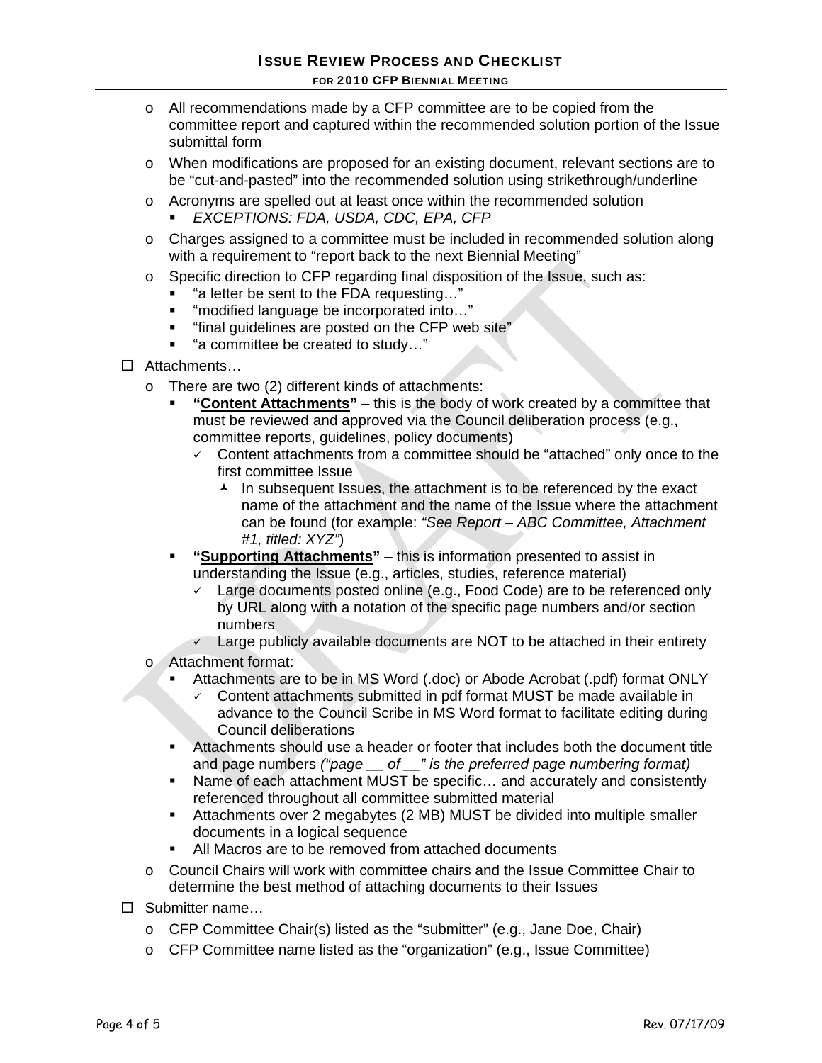- All recommendations made by a CFP committee are to be copied from the committee report and captured within the recommended solution portion of the Issue submittal form
- When modifications are proposed for an existing document, relevant sections are to be "cut-and-pasted" into the recommended solution using strikethrough/underline
- Acronyms are spelled out at least once within the recommended solution
  - *EXCEPTIONS: FDA, USDA, CDC, EPA, CFP*
- Charges assigned to a committee must be included in recommended solution along with a requirement to "report back to the next Biennial Meeting"
- Specific direction to CFP regarding final disposition of the Issue, such as:
  - "a letter be sent to the FDA requesting…"
  - "modified language be incorporated into…"
  - "final guidelines are posted on the CFP web site"
  - "a committee be created to study…"

☐ Attachments…

- There are two (2) different kinds of attachments:
  - **"Content Attachments"** – this is the body of work created by a committee that must be reviewed and approved via the Council deliberation process (e.g., committee reports, guidelines, policy documents)
    - ✓ Content attachments from a committee should be "attached" only once to the first committee Issue
      - In subsequent Issues, the attachment is to be referenced by the exact name of the attachment and the name of the Issue where the attachment can be found (for example: *"See Report – ABC Committee, Attachment #1, titled: XYZ"*)
  - **"Supporting Attachments"** – this is information presented to assist in understanding the Issue (e.g., articles, studies, reference material)
    - ✓ Large documents posted online (e.g., Food Code) are to be referenced only by URL along with a notation of the specific page numbers and/or section numbers
    - ✓ Large publicly available documents are NOT to be attached in their entirety
- Attachment format:
  - Attachments are to be in MS Word (.doc) or Abode Acrobat (.pdf) format ONLY
    - ✓ Content attachments submitted in pdf format MUST be made available in advance to the Council Scribe in MS Word format to facilitate editing during Council deliberations
  - Attachments should use a header or footer that includes both the document title and page numbers *("page __ of __" is the preferred page numbering format)*
  - Name of each attachment MUST be specific… and accurately and consistently referenced throughout all committee submitted material
  - Attachments over 2 megabytes (2 MB) MUST be divided into multiple smaller documents in a logical sequence
  - All Macros are to be removed from attached documents
- Council Chairs will work with committee chairs and the Issue Committee Chair to determine the best method of attaching documents to their Issues

☐ Submitter name…

- CFP Committee Chair(s) listed as the "submitter" (e.g., Jane Doe, Chair)
- CFP Committee name listed as the "organization" (e.g., Issue Committee)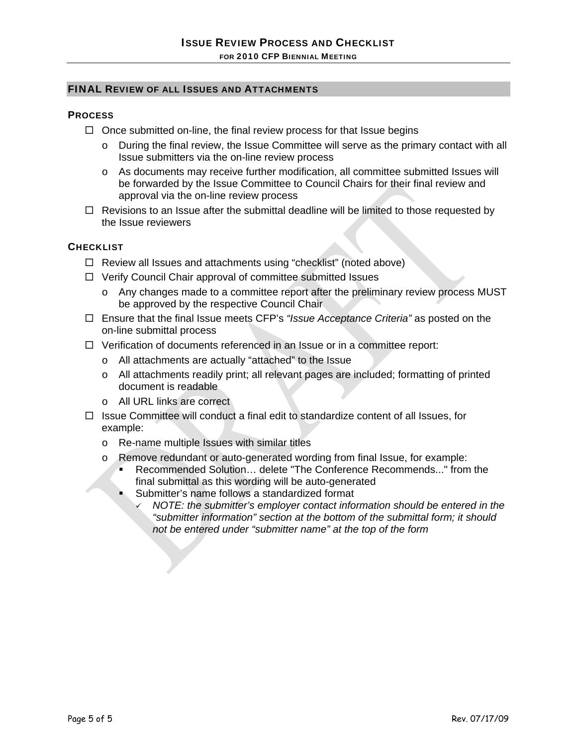## FINAL REVIEW OF ALL ISSUES AND ATTACHMENTS

### PROCESS

- ☐ Once submitted on-line, the final review process for that Issue begins
  - o During the final review, the Issue Committee will serve as the primary contact with all Issue submitters via the on-line review process
  - o As documents may receive further modification, all committee submitted Issues will be forwarded by the Issue Committee to Council Chairs for their final review and approval via the on-line review process
- ☐ Revisions to an Issue after the submittal deadline will be limited to those requested by the Issue reviewers

### CHECKLIST

- ☐ Review all Issues and attachments using "checklist" (noted above)
- ☐ Verify Council Chair approval of committee submitted Issues
  - o Any changes made to a committee report after the preliminary review process MUST be approved by the respective Council Chair
- ☐ Ensure that the final Issue meets CFP's *"Issue Acceptance Criteria"* as posted on the on-line submittal process
- ☐ Verification of documents referenced in an Issue or in a committee report:
  - o All attachments are actually "attached" to the Issue
  - o All attachments readily print; all relevant pages are included; formatting of printed document is readable
  - o All URL links are correct
- ☐ Issue Committee will conduct a final edit to standardize content of all Issues, for example:
  - o Re-name multiple Issues with similar titles
  - o Remove redundant or auto-generated wording from final Issue, for example:
    - ▪ Recommended Solution… delete "The Conference Recommends..." from the final submittal as this wording will be auto-generated
    - ▪ Submitter's name follows a standardized format
      - ✓ *NOTE: the submitter's employer contact information should be entered in the "submitter information" section at the bottom of the submittal form; it should not be entered under "submitter name" at the top of the form*